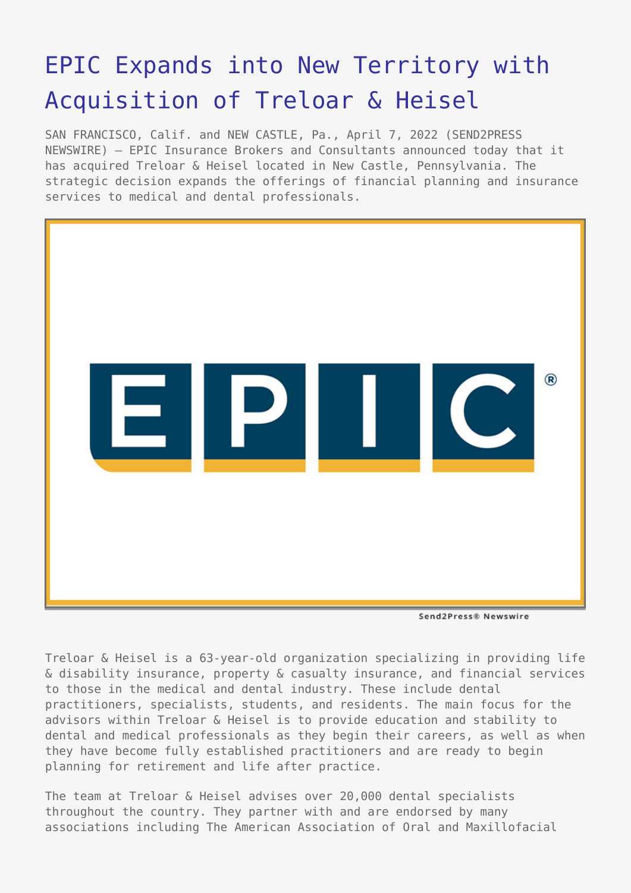# EPIC Expands into New Territory with Acquisition of Treloar & Heisel

SAN FRANCISCO, Calif. and NEW CASTLE, Pa., April 7, 2022 (SEND2PRESS NEWSWIRE) — EPIC Insurance Brokers and Consultants announced today that it has acquired Treloar & Heisel located in New Castle, Pennsylvania. The strategic decision expands the offerings of financial planning and insurance services to medical and dental professionals.

Treloar & Heisel is a 63-year-old organization specializing in providing life & disability insurance, property & casualty insurance, and financial services to those in the medical and dental industry. These include dental practitioners, specialists, students, and residents. The main focus for the advisors within Treloar & Heisel is to provide education and stability to dental and medical professionals as they begin their careers, as well as when they have become fully established practitioners and are ready to begin planning for retirement and life after practice.

The team at Treloar & Heisel advises over 20,000 dental specialists throughout the country. They partner with and are endorsed by many associations including The American Association of Oral and Maxillofacial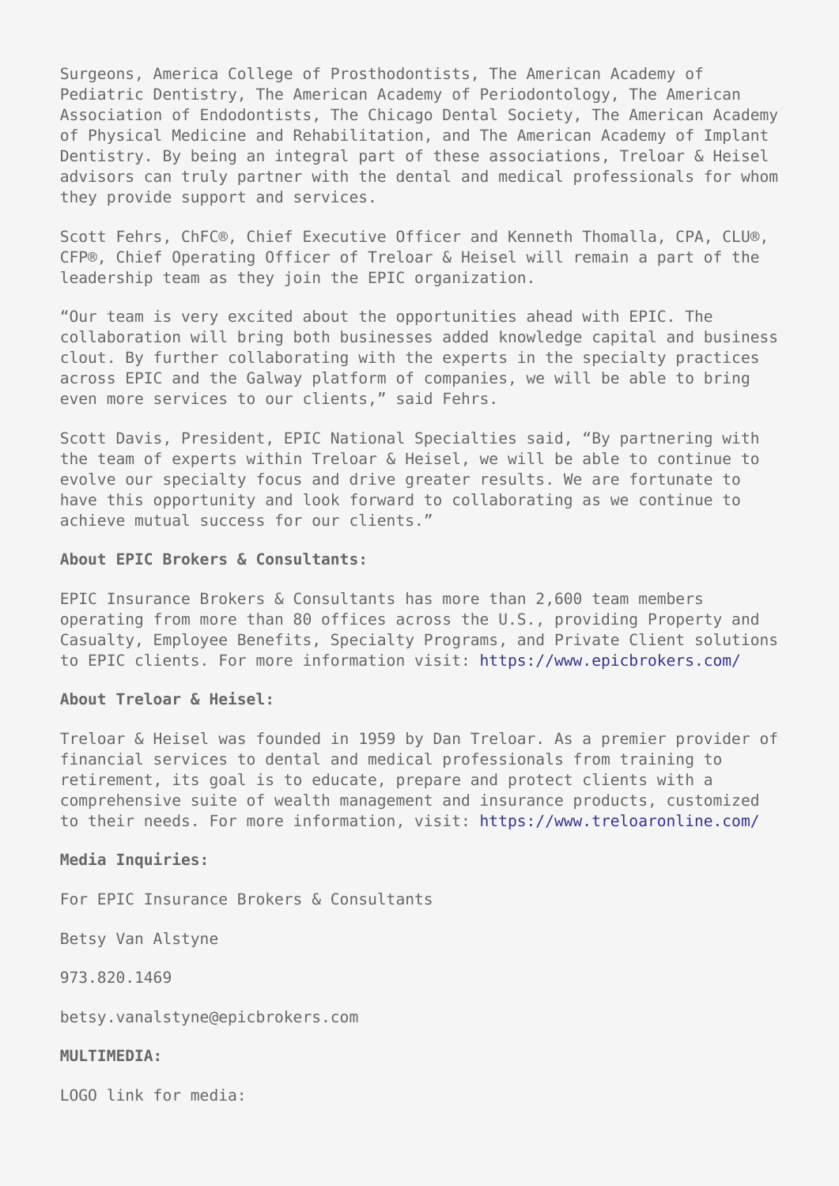Surgeons, America College of Prosthodontists, The American Academy of Pediatric Dentistry, The American Academy of Periodontology, The American Association of Endodontists, The Chicago Dental Society, The American Academy of Physical Medicine and Rehabilitation, and The American Academy of Implant Dentistry. By being an integral part of these associations, Treloar & Heisel advisors can truly partner with the dental and medical professionals for whom they provide support and services.

Scott Fehrs, ChFC®, Chief Executive Officer and Kenneth Thomalla, CPA, CLU®, CFP®, Chief Operating Officer of Treloar & Heisel will remain a part of the leadership team as they join the EPIC organization.

"Our team is very excited about the opportunities ahead with EPIC. The collaboration will bring both businesses added knowledge capital and business clout. By further collaborating with the experts in the specialty practices across EPIC and the Galway platform of companies, we will be able to bring even more services to our clients," said Fehrs.

Scott Davis, President, EPIC National Specialties said, "By partnering with the team of experts within Treloar & Heisel, we will be able to continue to evolve our specialty focus and drive greater results. We are fortunate to have this opportunity and look forward to collaborating as we continue to achieve mutual success for our clients."

**About EPIC Brokers & Consultants:**

EPIC Insurance Brokers & Consultants has more than 2,600 team members operating from more than 80 offices across the U.S., providing Property and Casualty, Employee Benefits, Specialty Programs, and Private Client solutions to EPIC clients. For more information visit: https://www.epicbrokers.com/

**About Treloar & Heisel:**

Treloar & Heisel was founded in 1959 by Dan Treloar. As a premier provider of financial services to dental and medical professionals from training to retirement, its goal is to educate, prepare and protect clients with a comprehensive suite of wealth management and insurance products, customized to their needs. For more information, visit: https://www.treloaronline.com/

**Media Inquiries:**

For EPIC Insurance Brokers & Consultants

Betsy Van Alstyne

973.820.1469

betsy.vanalstyne@epicbrokers.com

**MULTIMEDIA:**

LOGO link for media: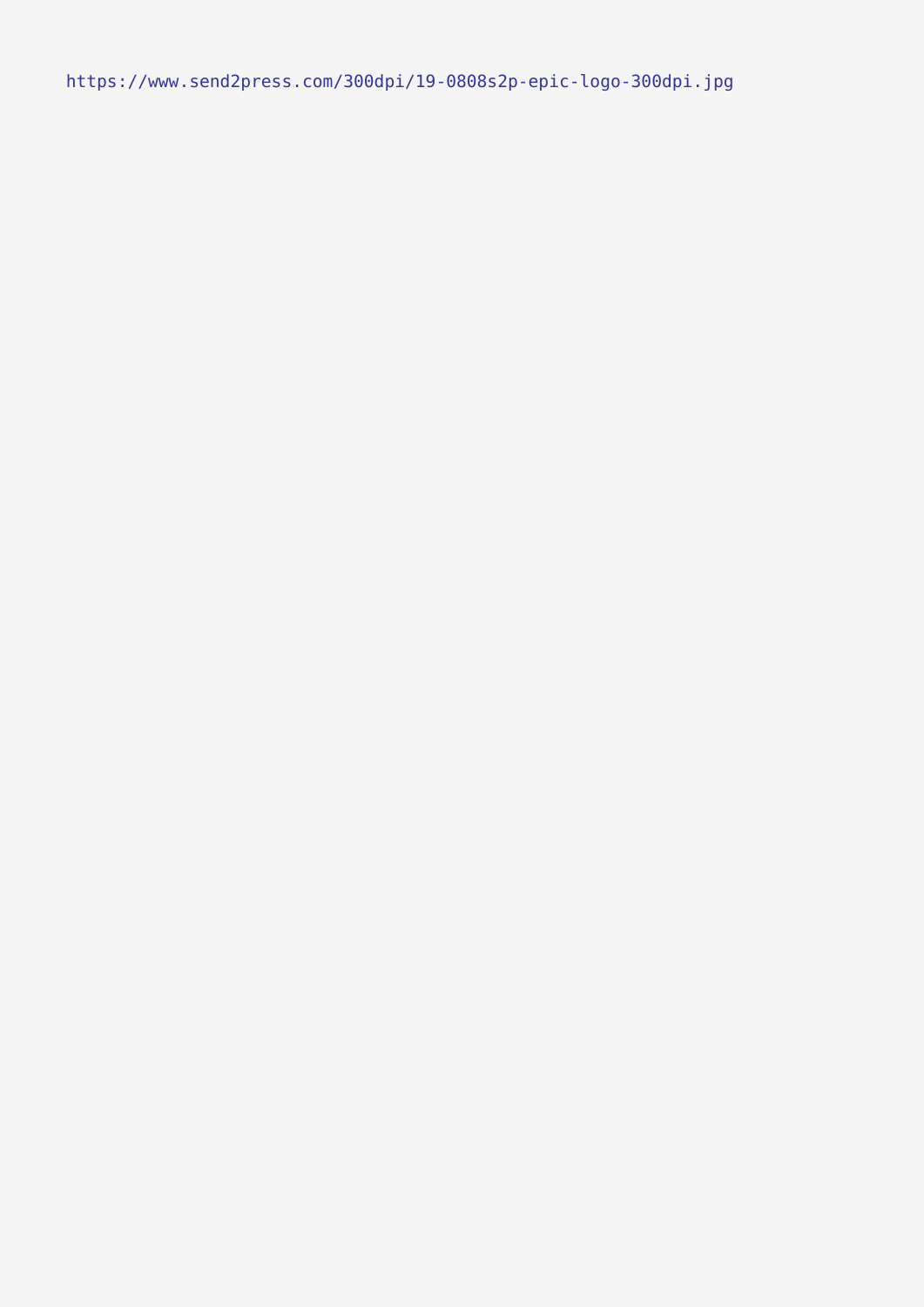https://www.send2press.com/300dpi/19-0808s2p-epic-logo-300dpi.jpg